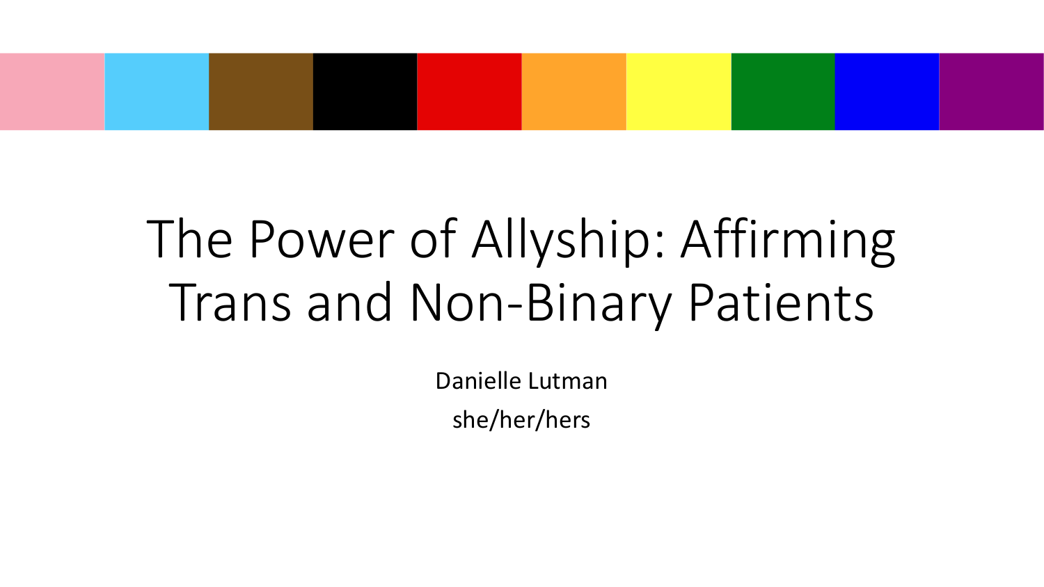# The Power of Allyship: Affirming Trans and Non-Binary Patients

Danielle Lutman

she/her/hers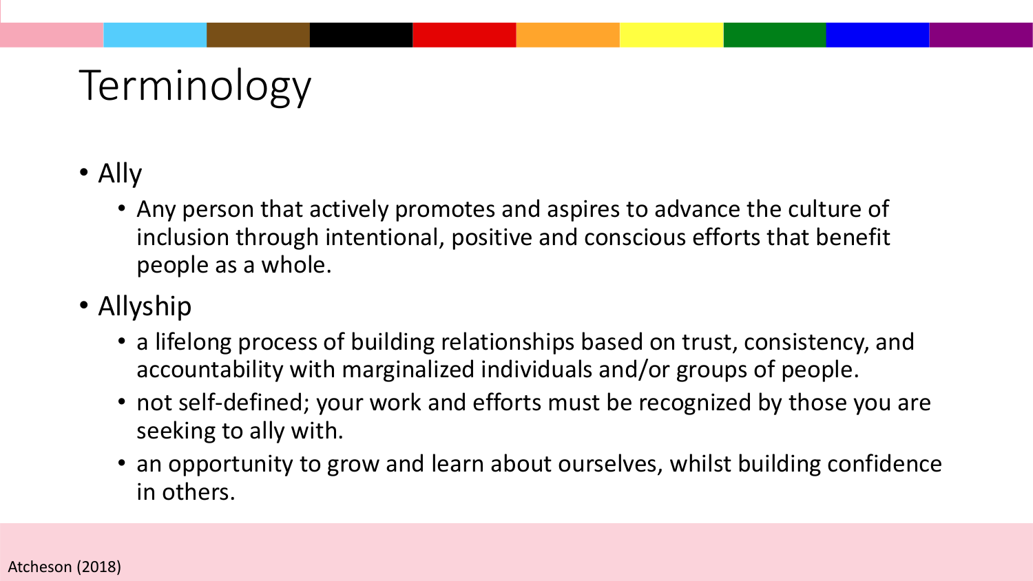# Terminology

- Ally
  - Any person that actively promotes and aspires to advance the culture of inclusion through intentional, positive and conscious efforts that benefit people as a whole.
- Allyship
  - a lifelong process of building relationships based on trust, consistency, and accountability with marginalized individuals and/or groups of people.
  - not self-defined; your work and efforts must be recognized by those you are seeking to ally with.
  - an opportunity to grow and learn about ourselves, whilst building confidence in others.

Atcheson (2018)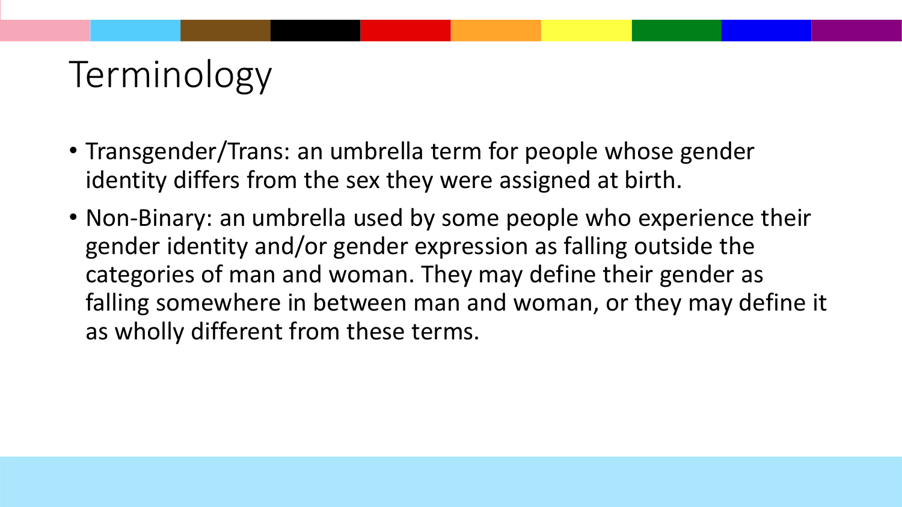# Terminology

- Transgender/Trans: an umbrella term for people whose gender identity differs from the sex they were assigned at birth.
- Non-Binary: an umbrella used by some people who experience their gender identity and/or gender expression as falling outside the categories of man and woman. They may define their gender as falling somewhere in between man and woman, or they may define it as wholly different from these terms.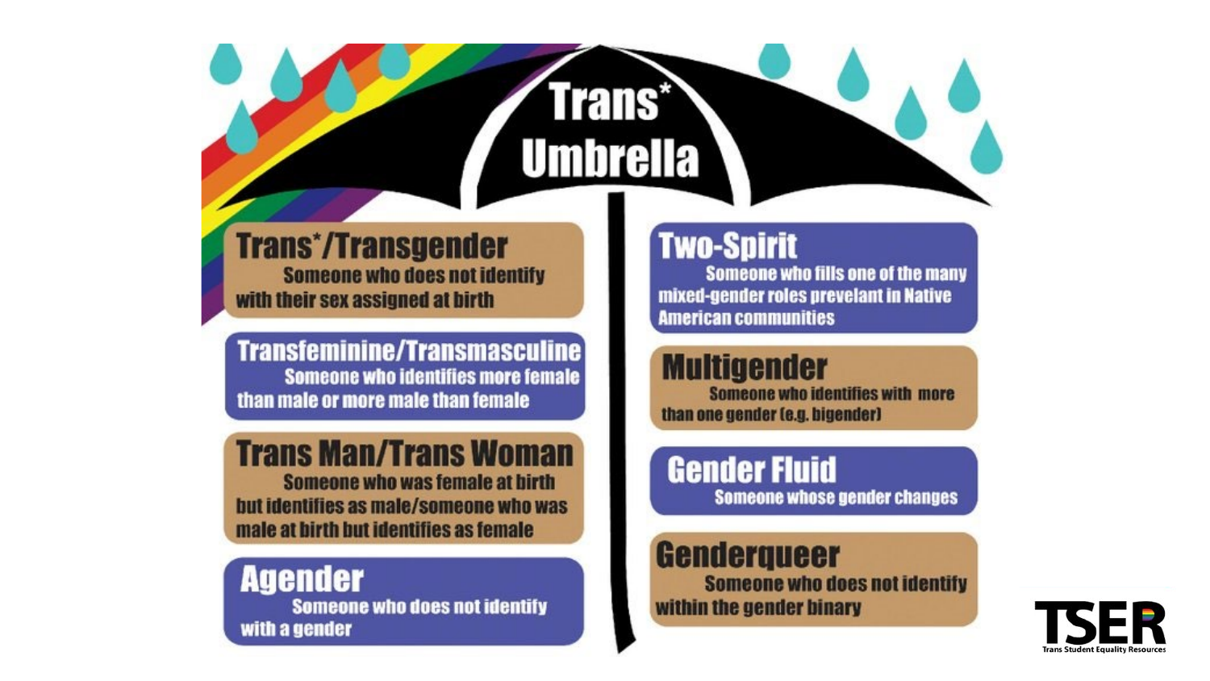# Trans* Umbrella

**Trans*/Transgender**
Someone who does not identify with their sex assigned at birth

**Transfeminine/Transmasculine**
Someone who identifies more female than male or more male than female

**Trans Man/Trans Woman**
Someone who was female at birth but identifies as male/someone who was male at birth but identifies as female

**Agender**
Someone who does not identify with a gender

**Two-Spirit**
Someone who fills one of the many mixed-gender roles prevelant in Native American communities

**Multigender**
Someone who identifies with more than one gender (e.g. bigender)

**Gender Fluid**
Someone whose gender changes

**Genderqueer**
Someone who does not identify within the gender binary

TSER
Trans Student Equality Resources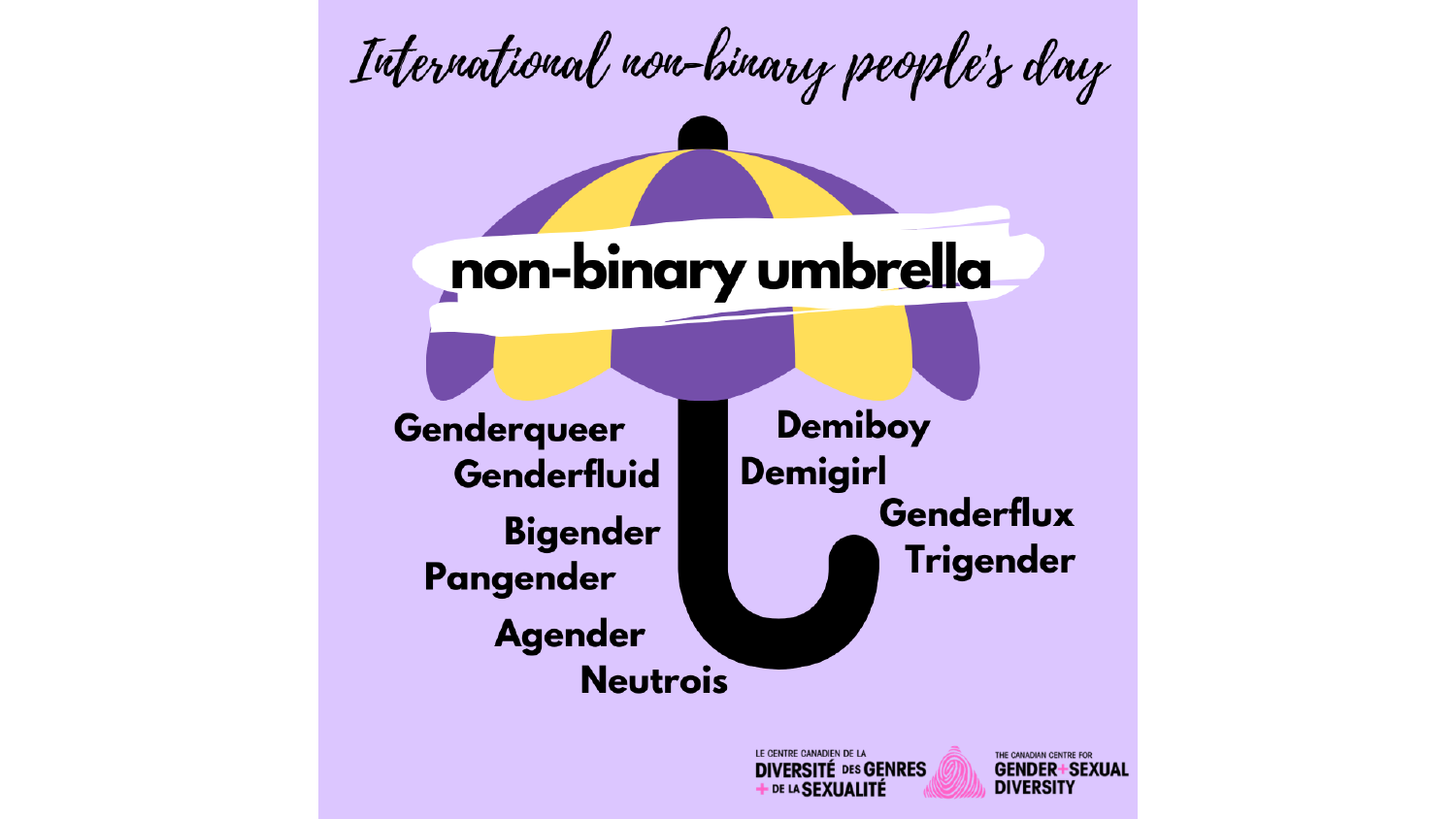# International non-binary people's day

## non-binary umbrella

Genderqueer

Genderfluid

Bigender

Pangender

Agender

Neutrois

Demiboy

Demigirl

Genderflux

Trigender

LE CENTRE CANADIEN DE LA DIVERSITÉ DES GENRES + DE LA SEXUALITÉ

THE CANADIAN CENTRE FOR GENDER + SEXUAL DIVERSITY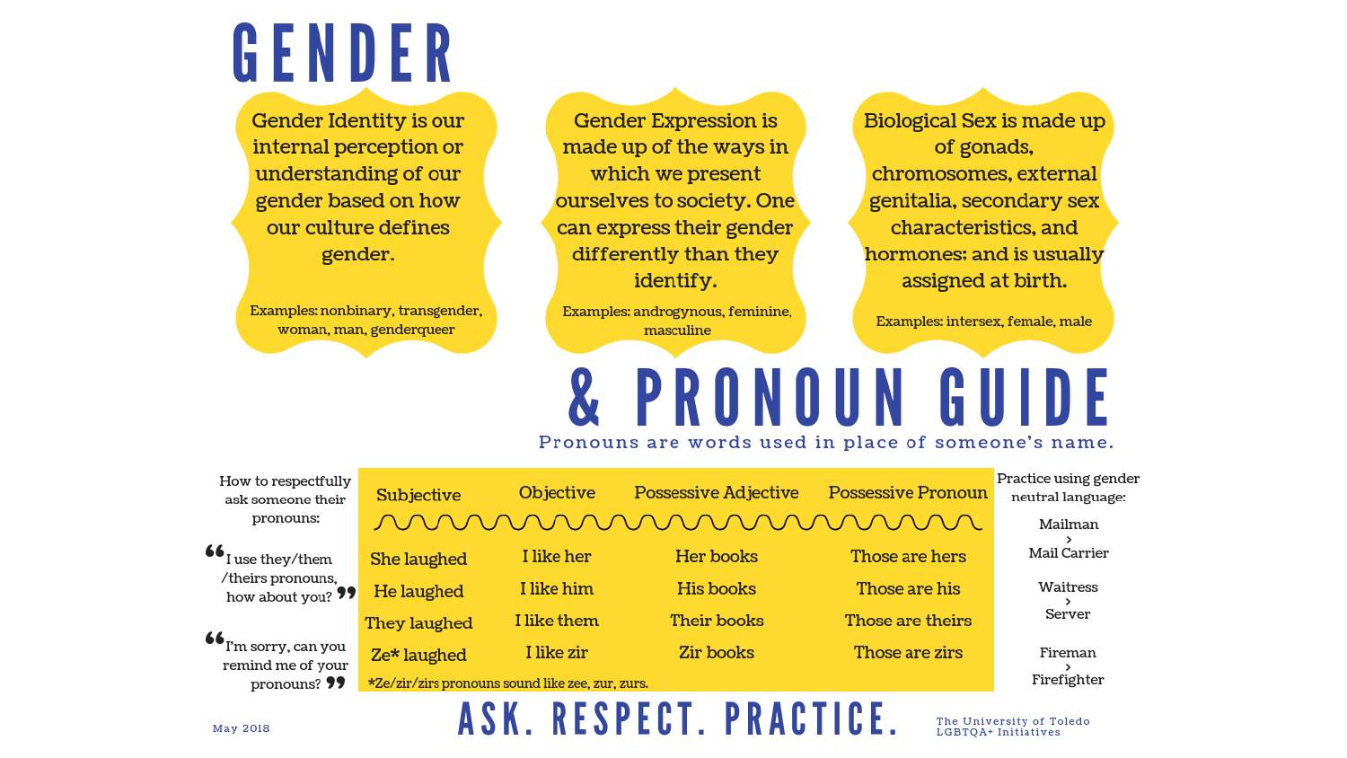# GENDER

**Gender Identity** is our internal perception or understanding of our gender based on how our culture defines gender.

Examples: nonbinary, transgender, woman, man, genderqueer

**Gender Expression** is made up of the ways in which we present ourselves to society. One can express their gender differently than they identify.

Examples: androgynous, feminine, masculine

**Biological Sex** is made up of gonads, chromosomes, external genitalia, secondary sex characteristics, and hormones; and is usually assigned at birth.

Examples: intersex, female, male

# & PRONOUN GUIDE

Pronouns are words used in place of someone's name.

How to respectfully ask someone their pronouns:

"I use they/them/theirs pronouns, how about you?"

"I'm sorry, can you remind me of your pronouns?"

| Subjective | Objective | Possessive Adjective | Possessive Pronoun |
|---|---|---|---|
| She laughed | I like her | Her books | Those are hers |
| He laughed | I like him | His books | Those are his |
| They laughed | I like them | Their books | Those are theirs |
| Ze* laughed | I like zir | Zir books | Those are zirs |

*Ze/zir/zirs pronouns sound like zee, zur, zurs.

Practice using gender neutral language:

- Mailman > Mail Carrier
- Waitress > Server
- Fireman > Firefighter

## ASK. RESPECT. PRACTICE.

May 2018

The University of Toledo LGBTQA+ Initiatives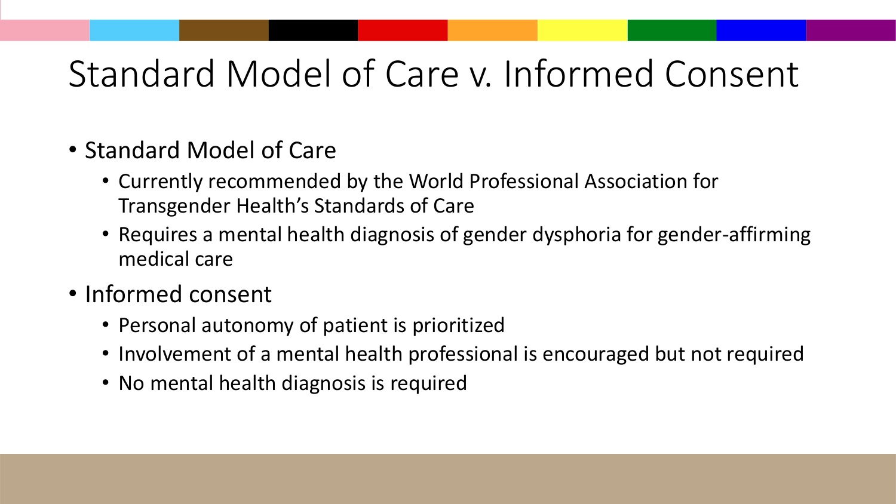# Standard Model of Care v. Informed Consent

- Standard Model of Care
  - Currently recommended by the World Professional Association for Transgender Health's Standards of Care
  - Requires a mental health diagnosis of gender dysphoria for gender-affirming medical care
- Informed consent
  - Personal autonomy of patient is prioritized
  - Involvement of a mental health professional is encouraged but not required
  - No mental health diagnosis is required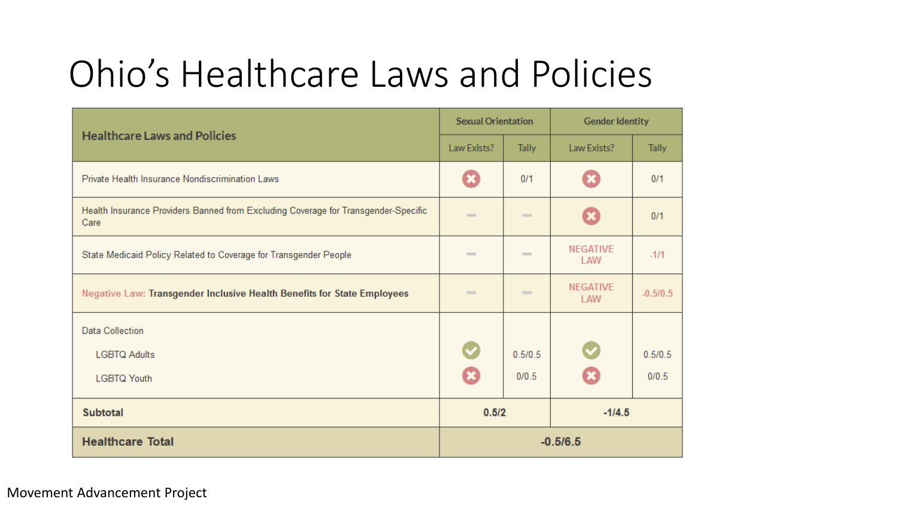# Ohio's Healthcare Laws and Policies

| Healthcare Laws and Policies | Sexual Orientation | | Gender Identity | |
|---|---|---|---|---|
| | Law Exists? | Tally | Law Exists? | Tally |
| Private Health Insurance Nondiscrimination Laws | ✗ | 0/1 | ✗ | 0/1 |
| Health Insurance Providers Banned from Excluding Coverage for Transgender-Specific Care | — | — | ✗ | 0/1 |
| State Medicaid Policy Related to Coverage for Transgender People | — | — | NEGATIVE LAW | -1/1 |
| Negative Law: **Transgender Inclusive Health Benefits for State Employees** | — | — | NEGATIVE LAW | -0.5/0.5 |
| Data Collection | | | | |
| LGBTQ Adults | ✓ | 0.5/0.5 | ✓ | 0.5/0.5 |
| LGBTQ Youth | ✗ | 0/0.5 | ✗ | 0/0.5 |
| **Subtotal** | **0.5/2** | | **-1/4.5** | |
| **Healthcare Total** | **-0.5/6.5** | | | |

Movement Advancement Project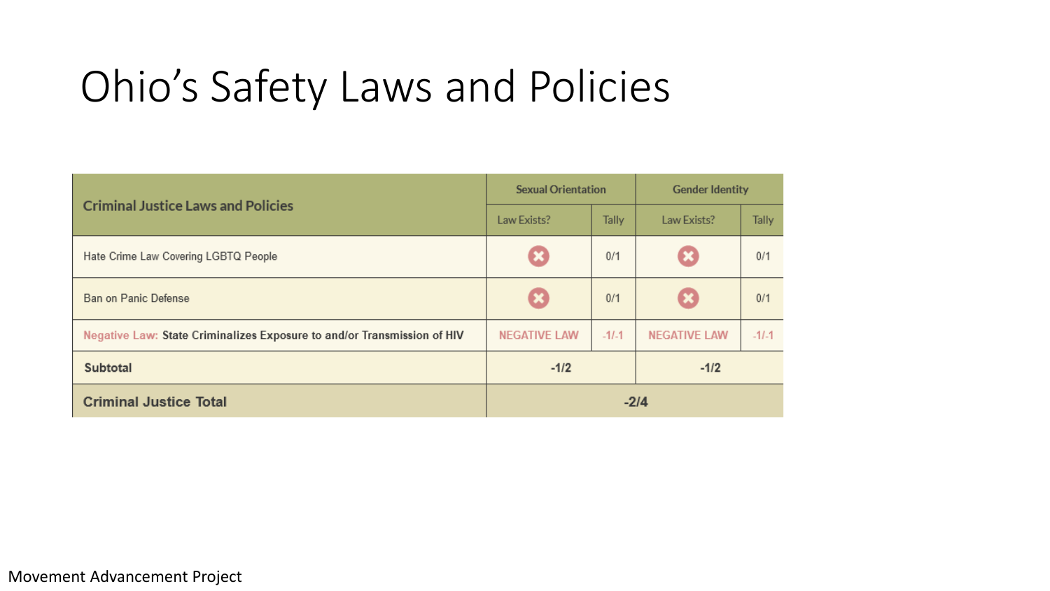# Ohio's Safety Laws and Policies

| Criminal Justice Laws and Policies | Sexual Orientation | | Gender Identity | |
|---|---|---|---|---|
| | Law Exists? | Tally | Law Exists? | Tally |
| Hate Crime Law Covering LGBTQ People | ✖ | 0/1 | ✖ | 0/1 |
| Ban on Panic Defense | ✖ | 0/1 | ✖ | 0/1 |
| Negative Law: State Criminalizes Exposure to and/or Transmission of HIV | NEGATIVE LAW | -1/-1 | NEGATIVE LAW | -1/-1 |
| **Subtotal** | **-1/2** | | **-1/2** | |
| **Criminal Justice Total** | **-2/4** | | | |

Movement Advancement Project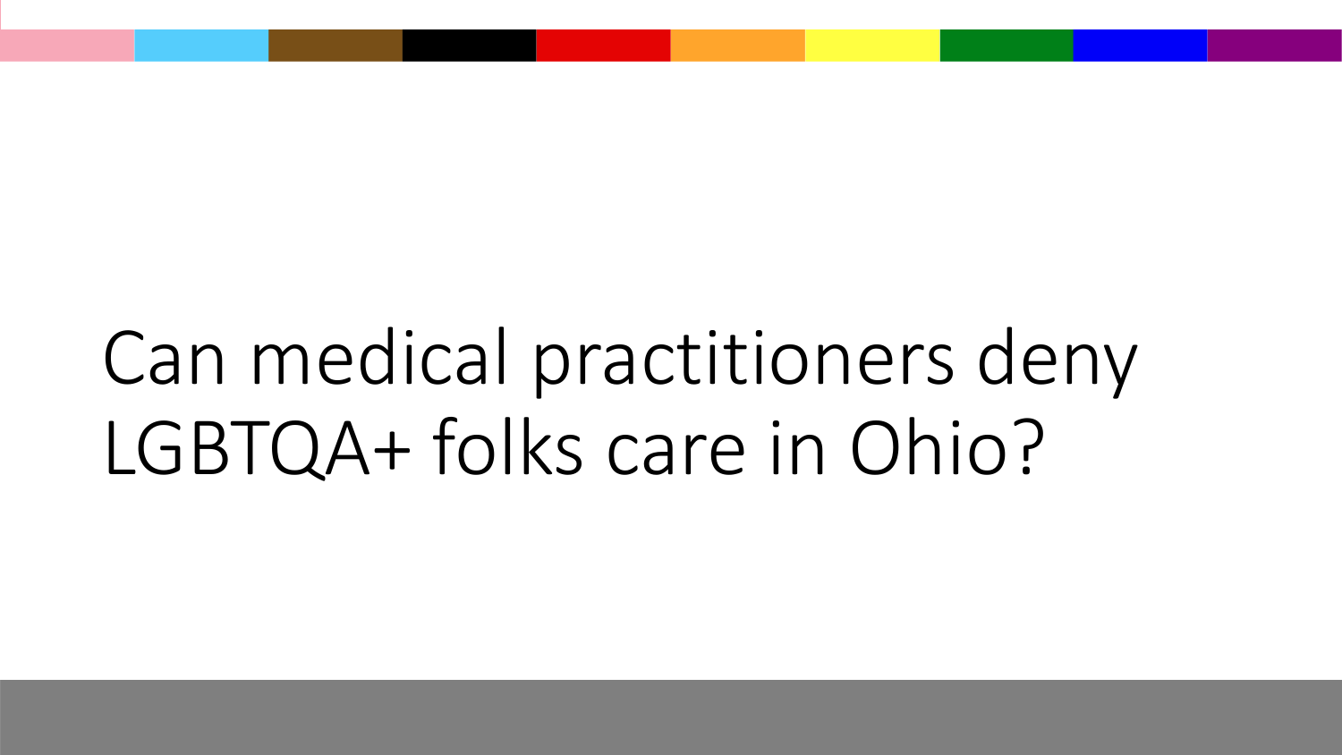# Can medical practitioners deny LGBTQA+ folks care in Ohio?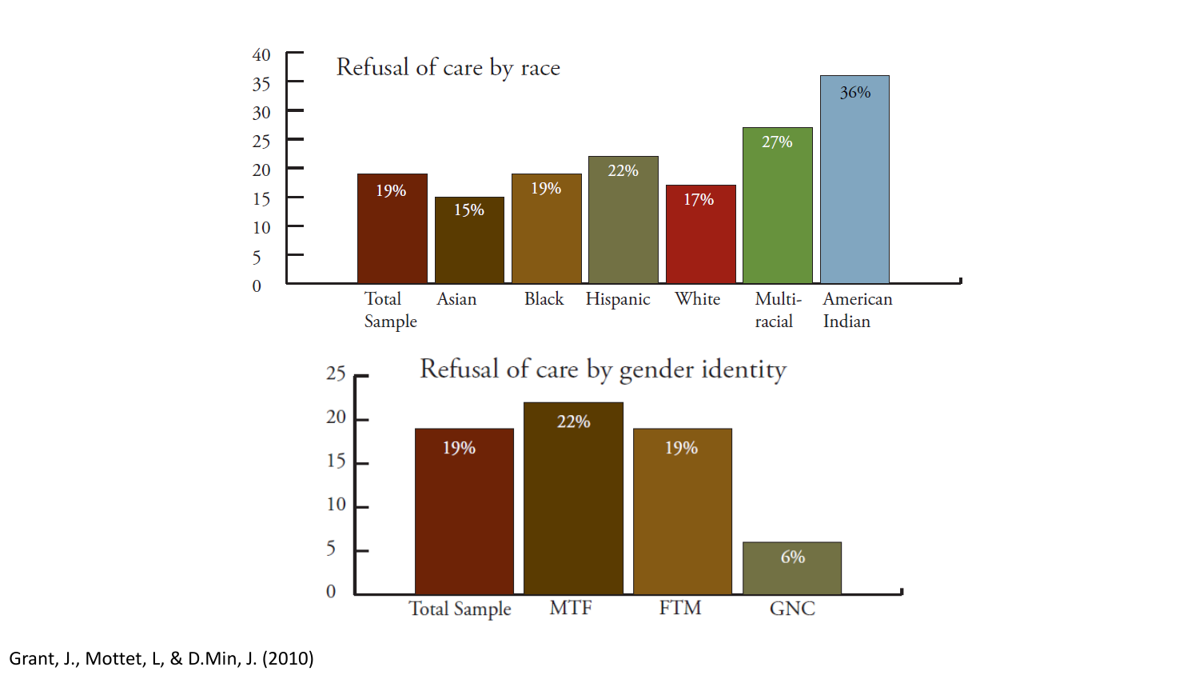## Refusal of care by race

| Group | Percentage |
|---|---|
| Total Sample | 19% |
| Asian | 15% |
| Black | 19% |
| Hispanic | 22% |
| White | 17% |
| Multi-racial | 27% |
| American Indian | 36% |

## Refusal of care by gender identity

| Group | Percentage |
|---|---|
| Total Sample | 19% |
| MTF | 22% |
| FTM | 19% |
| GNC | 6% |

Grant, J., Mottet, L, & D.Min, J. (2010)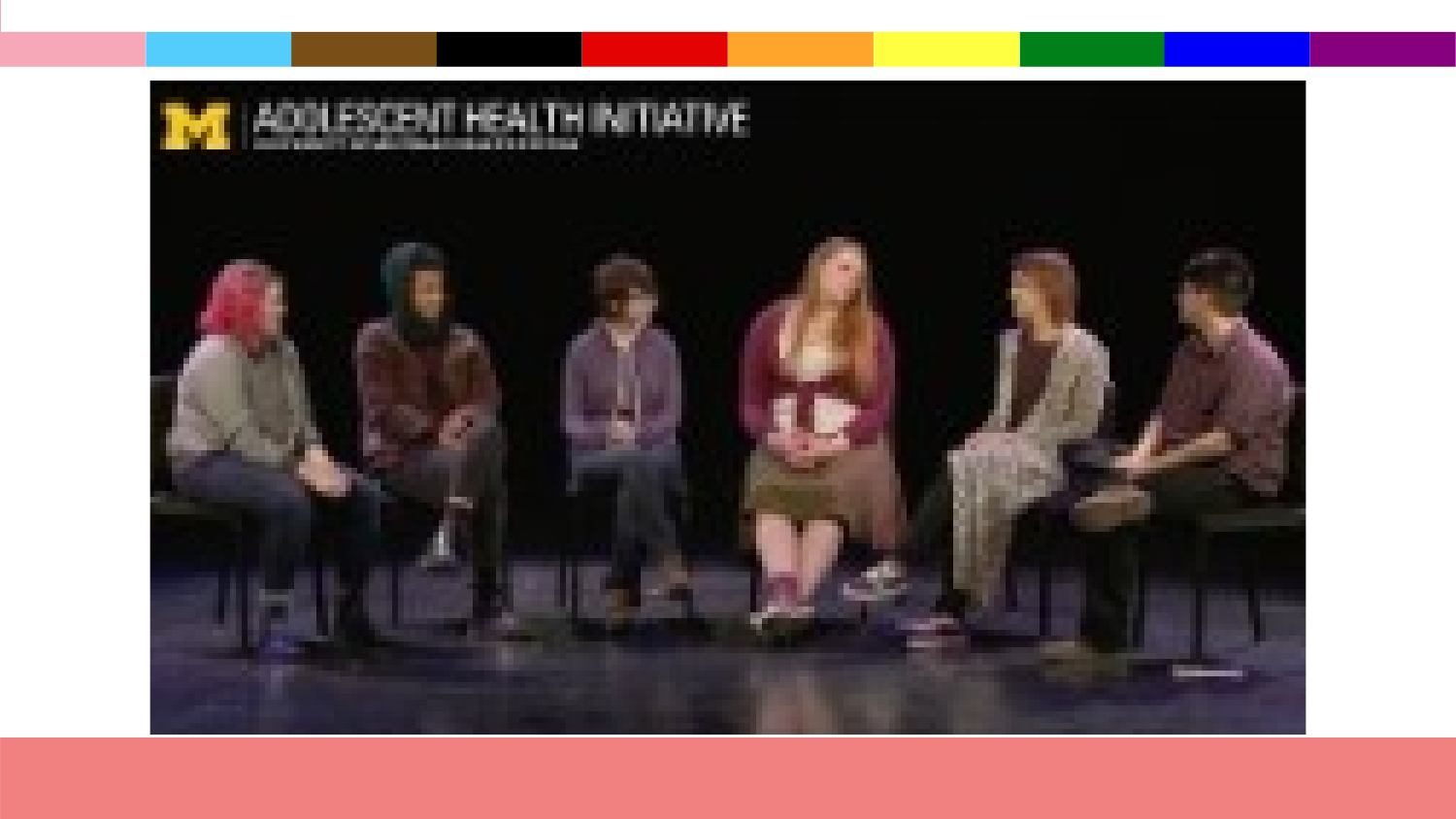ADOLESCENT HEALTH INITIATIVE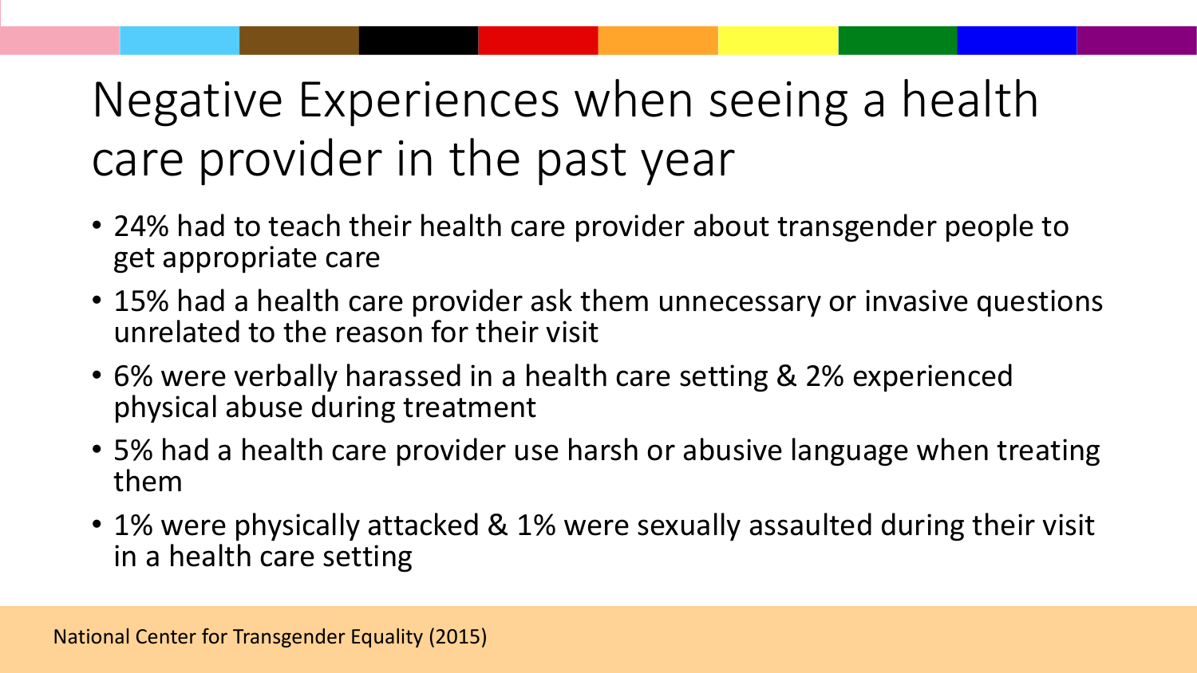# Negative Experiences when seeing a health care provider in the past year

- 24% had to teach their health care provider about transgender people to get appropriate care
- 15% had a health care provider ask them unnecessary or invasive questions unrelated to the reason for their visit
- 6% were verbally harassed in a health care setting & 2% experienced physical abuse during treatment
- 5% had a health care provider use harsh or abusive language when treating them
- 1% were physically attacked & 1% were sexually assaulted during their visit in a health care setting

National Center for Transgender Equality (2015)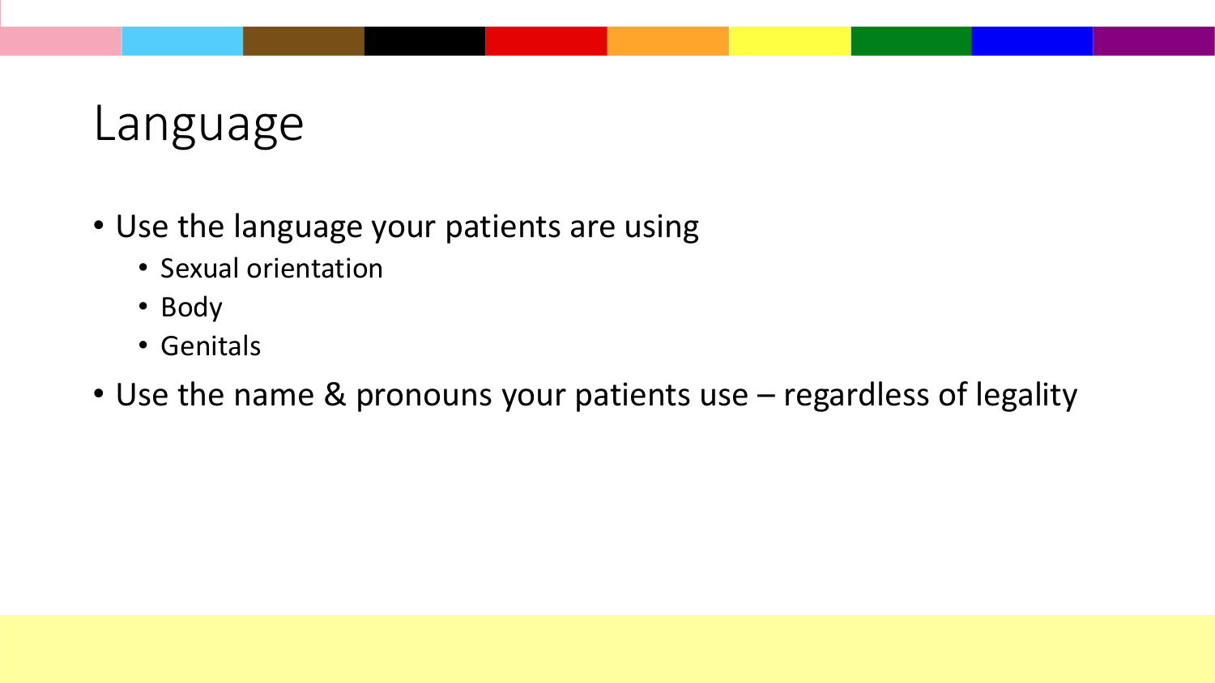# Language

- Use the language your patients are using
  - Sexual orientation
  - Body
  - Genitals
- Use the name & pronouns your patients use – regardless of legality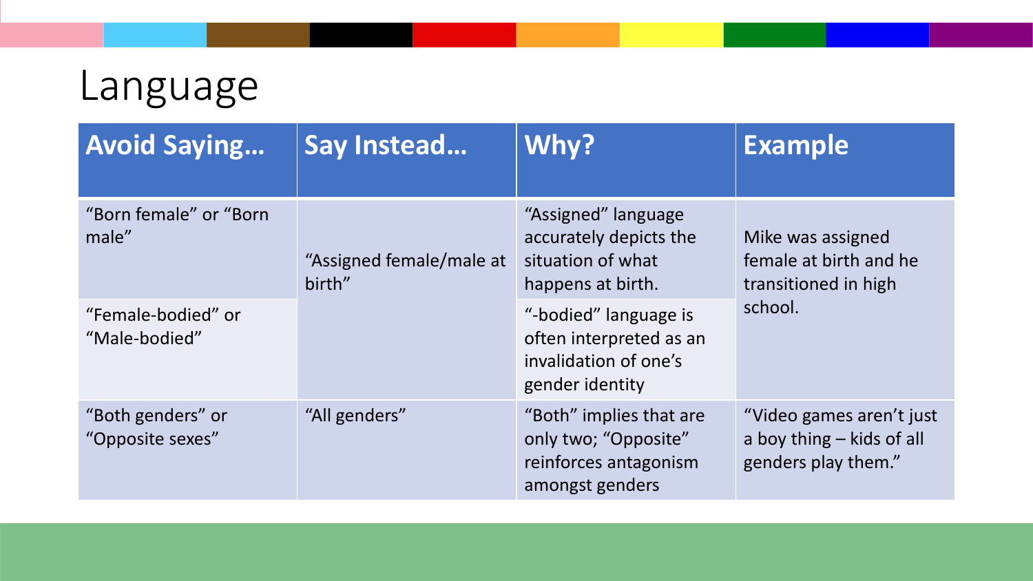# Language

| Avoid Saying… | Say Instead… | Why? | Example |
| --- | --- | --- | --- |
| "Born female" or "Born male" | "Assigned female/male at birth" | "Assigned" language accurately depicts the situation of what happens at birth. | Mike was assigned female at birth and he transitioned in high school. |
| "Female-bodied" or "Male-bodied" | | "-bodied" language is often interpreted as an invalidation of one's gender identity | |
| "Both genders" or "Opposite sexes" | "All genders" | "Both" implies that are only two; "Opposite" reinforces antagonism amongst genders | "Video games aren't just a boy thing – kids of all genders play them." |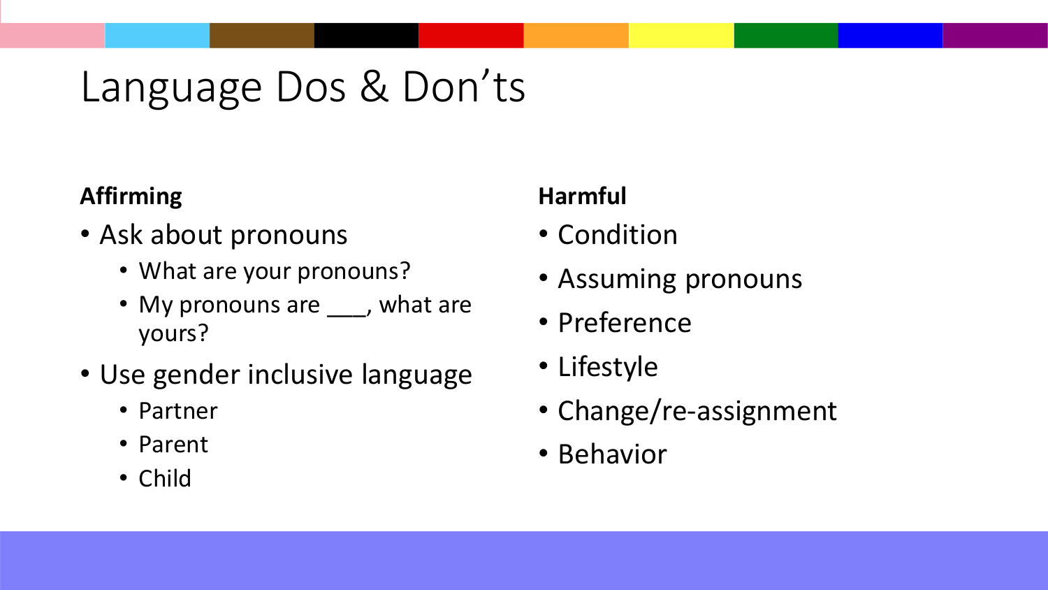# Language Dos & Don'ts

**Affirming**

- Ask about pronouns
  - What are your pronouns?
  - My pronouns are ___, what are yours?
- Use gender inclusive language
  - Partner
  - Parent
  - Child

**Harmful**

- Condition
- Assuming pronouns
- Preference
- Lifestyle
- Change/re-assignment
- Behavior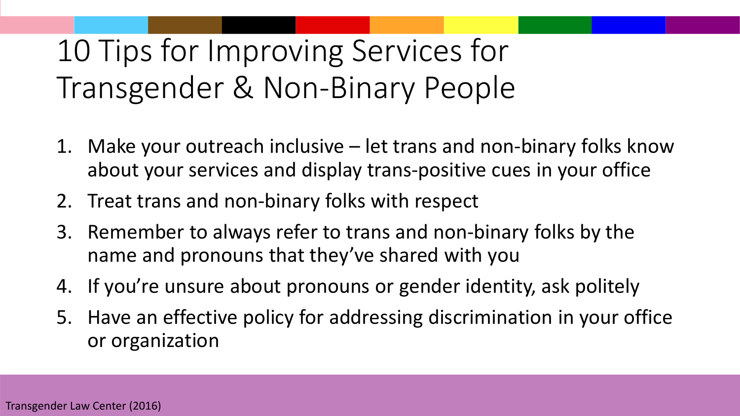# 10 Tips for Improving Services for Transgender & Non-Binary People

1. Make your outreach inclusive – let trans and non-binary folks know about your services and display trans-positive cues in your office
2. Treat trans and non-binary folks with respect
3. Remember to always refer to trans and non-binary folks by the name and pronouns that they've shared with you
4. If you're unsure about pronouns or gender identity, ask politely
5. Have an effective policy for addressing discrimination in your office or organization

Transgender Law Center (2016)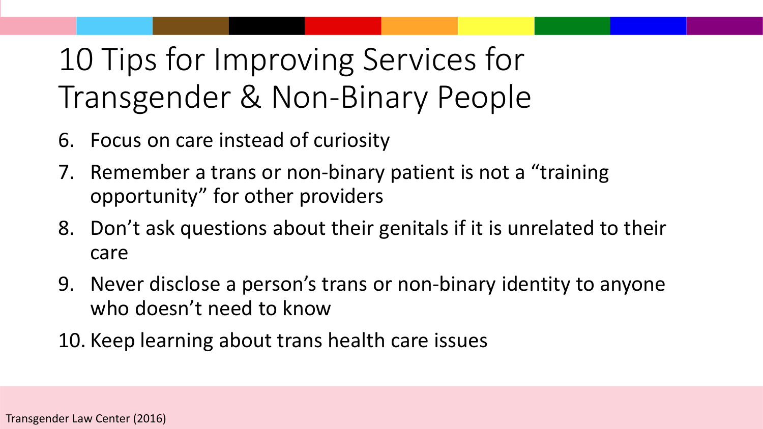# 10 Tips for Improving Services for Transgender & Non-Binary People

6. Focus on care instead of curiosity
7. Remember a trans or non-binary patient is not a "training opportunity" for other providers
8. Don't ask questions about their genitals if it is unrelated to their care
9. Never disclose a person's trans or non-binary identity to anyone who doesn't need to know
10. Keep learning about trans health care issues

Transgender Law Center (2016)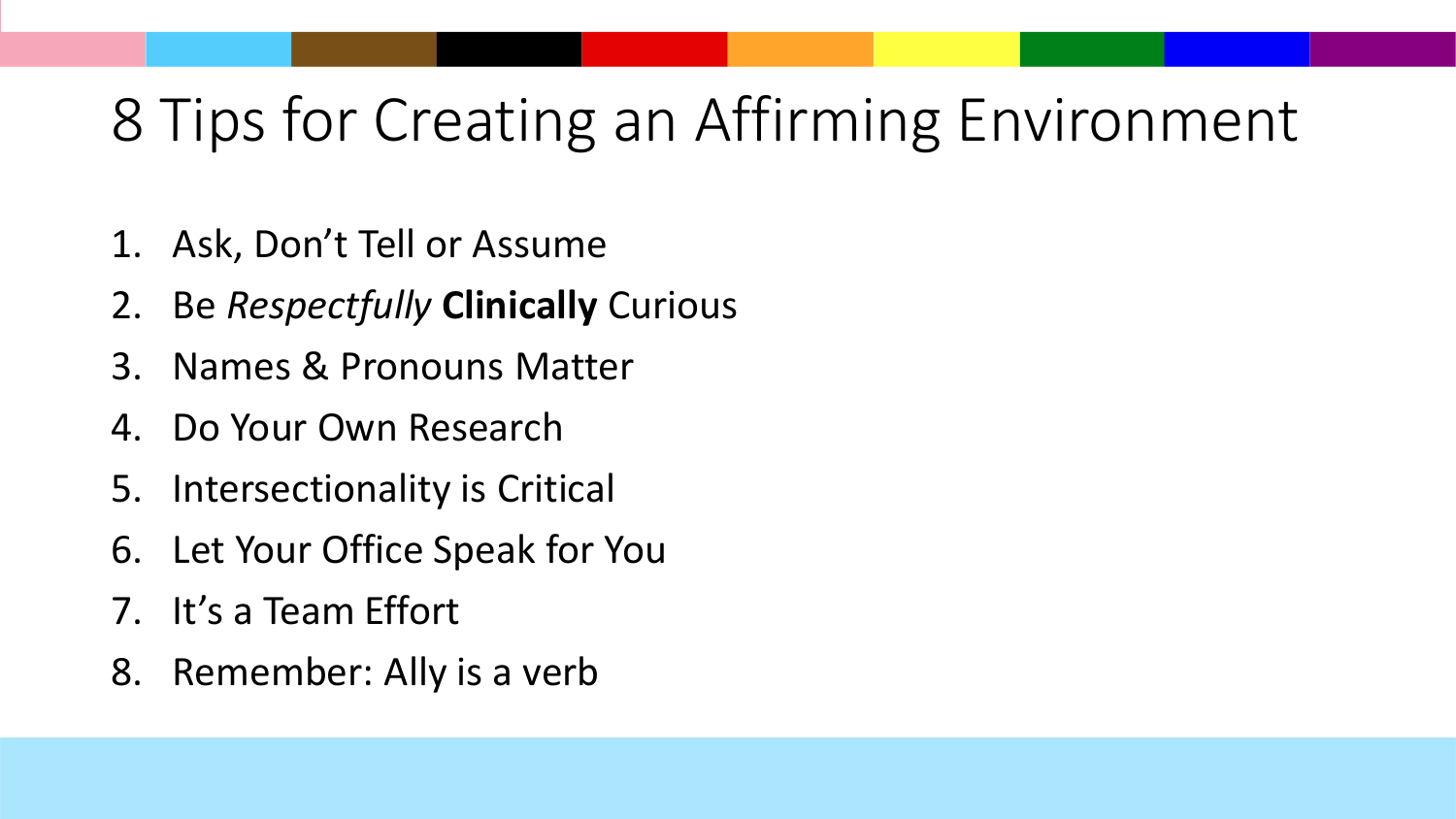# 8 Tips for Creating an Affirming Environment

1. Ask, Don’t Tell or Assume
2. Be *Respectfully* **Clinically** Curious
3. Names & Pronouns Matter
4. Do Your Own Research
5. Intersectionality is Critical
6. Let Your Office Speak for You
7. It’s a Team Effort
8. Remember: Ally is a verb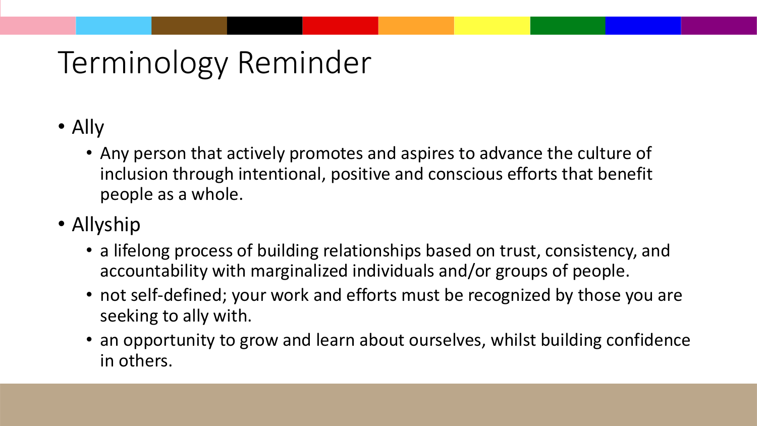# Terminology Reminder

- Ally
  - Any person that actively promotes and aspires to advance the culture of inclusion through intentional, positive and conscious efforts that benefit people as a whole.
- Allyship
  - a lifelong process of building relationships based on trust, consistency, and accountability with marginalized individuals and/or groups of people.
  - not self-defined; your work and efforts must be recognized by those you are seeking to ally with.
  - an opportunity to grow and learn about ourselves, whilst building confidence in others.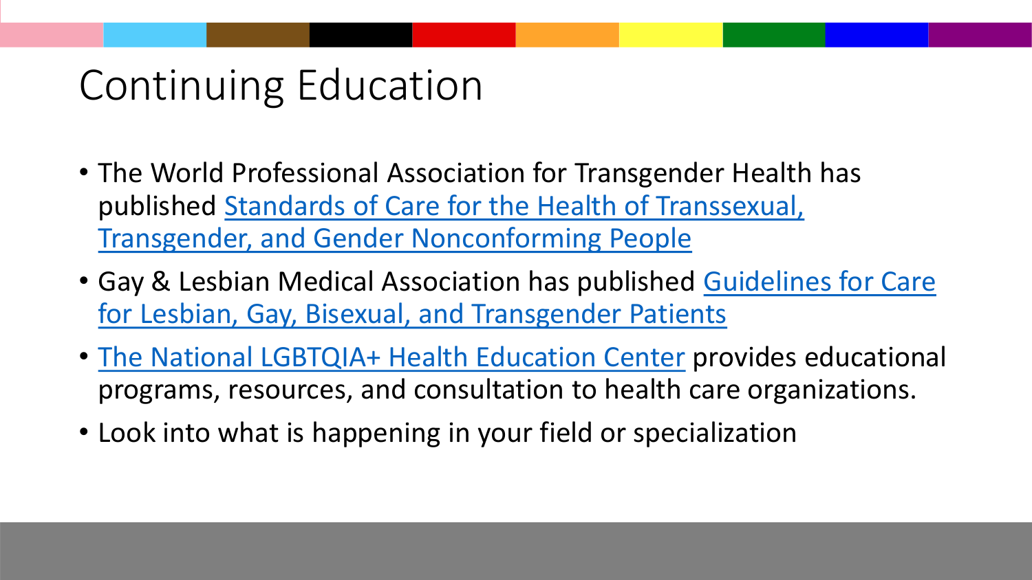# Continuing Education

- The World Professional Association for Transgender Health has published Standards of Care for the Health of Transsexual, Transgender, and Gender Nonconforming People
- Gay & Lesbian Medical Association has published Guidelines for Care for Lesbian, Gay, Bisexual, and Transgender Patients
- The National LGBTQIA+ Health Education Center provides educational programs, resources, and consultation to health care organizations.
- Look into what is happening in your field or specialization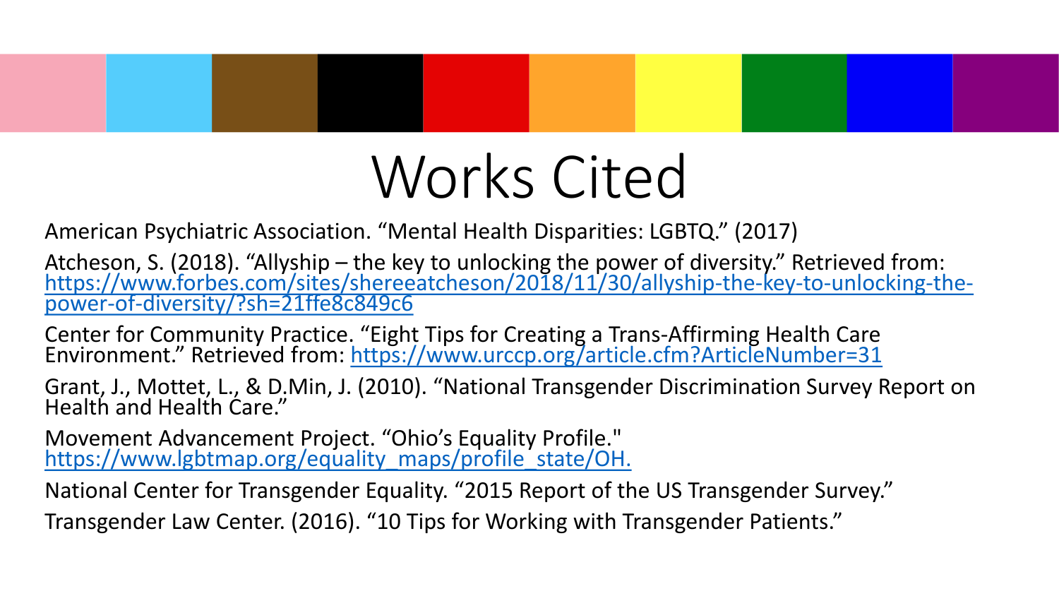# Works Cited

American Psychiatric Association. “Mental Health Disparities: LGBTQ.” (2017)

Atcheson, S. (2018). “Allyship – the key to unlocking the power of diversity.” Retrieved from: https://www.forbes.com/sites/shereeatcheson/2018/11/30/allyship-the-key-to-unlocking-the-power-of-diversity/?sh=21ffe8c849c6

Center for Community Practice. “Eight Tips for Creating a Trans-Affirming Health Care Environment.” Retrieved from: https://www.urccp.org/article.cfm?ArticleNumber=31

Grant, J., Mottet, L., & D.Min, J. (2010). “National Transgender Discrimination Survey Report on Health and Health Care.”

Movement Advancement Project. “Ohio’s Equality Profile." https://www.lgbtmap.org/equality_maps/profile_state/OH.

National Center for Transgender Equality. “2015 Report of the US Transgender Survey.”

Transgender Law Center. (2016). “10 Tips for Working with Transgender Patients.”